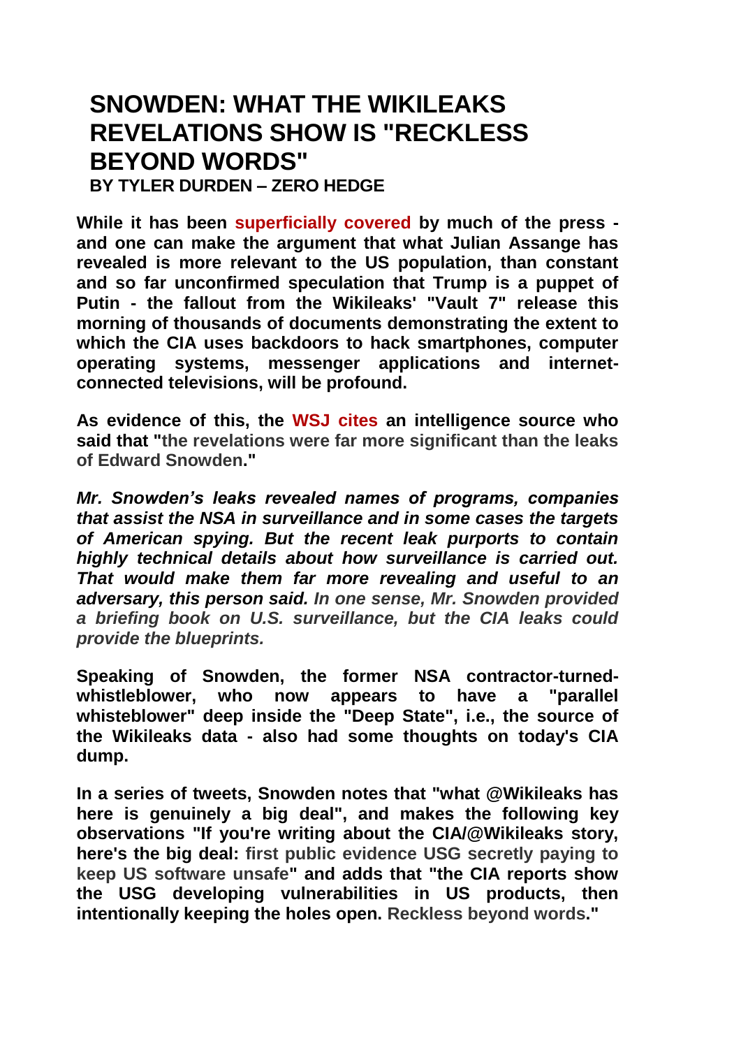# SNOWDEN: WHAT THE WIKILEAKS REVELATIONS SHOW IS "RECKLESS BEYOND WORDS"

**BY TYLER DURDEN – ZERO HEDGE**

**While it has been superficially covered by much of the press - and one can make the argument that what Julian Assange has revealed is more relevant to the US population, than constant and so far unconfirmed speculation that Trump is a puppet of Putin - the fallout from the Wikileaks' "Vault 7" release this morning of thousands of documents demonstrating the extent to which the CIA uses backdoors to hack smartphones, computer operating systems, messenger applications and internet-connected televisions, will be profound.**

**As evidence of this, the WSJ cites an intelligence source who said that "the revelations were far more significant than the leaks of Edward Snowden."**

***Mr. Snowden's leaks revealed names of programs, companies that assist the NSA in surveillance and in some cases the targets of American spying. But the recent leak purports to contain highly technical details about how surveillance is carried out. That would make them far more revealing and useful to an adversary, this person said. In one sense, Mr. Snowden provided a briefing book on U.S. surveillance, but the CIA leaks could provide the blueprints.***

**Speaking of Snowden, the former NSA contractor-turned-whistleblower, who now appears to have a "parallel whisteblower" deep inside the "Deep State", i.e., the source of the Wikileaks data - also had some thoughts on today's CIA dump.**

**In a series of tweets, Snowden notes that "what @Wikileaks has here is genuinely a big deal", and makes the following key observations "If you're writing about the CIA/@Wikileaks story, here's the big deal: first public evidence USG secretly paying to keep US software unsafe" and adds that "the CIA reports show the USG developing vulnerabilities in US products, then intentionally keeping the holes open. Reckless beyond words."**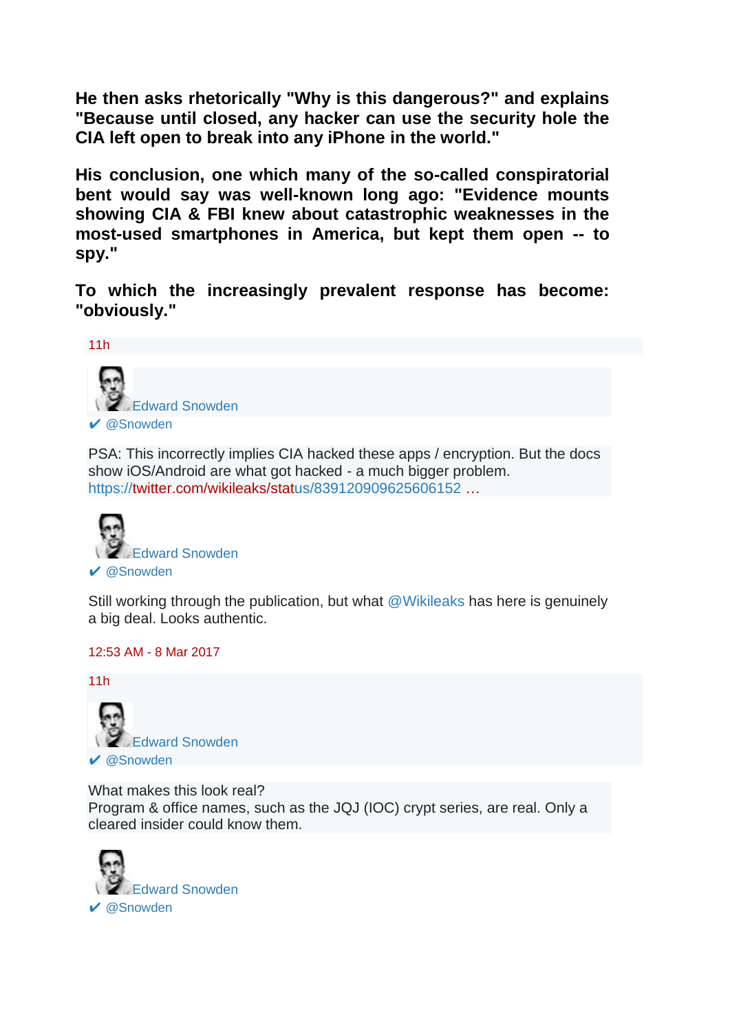**He then asks rhetorically "Why is this dangerous?" and explains "Because until closed, any hacker can use the security hole the CIA left open to break into any iPhone in the world."**

**His conclusion, one which many of the so-called conspiratorial bent would say was well-known long ago: "Evidence mounts showing CIA & FBI knew about catastrophic weaknesses in the most-used smartphones in America, but kept them open -- to spy."**

**To which the increasingly prevalent response has become: "obviously."**

11h

Edward Snowden
✔ @Snowden

PSA: This incorrectly implies CIA hacked these apps / encryption. But the docs show iOS/Android are what got hacked - a much bigger problem. https://twitter.com/wikileaks/status/839120909625606152 …

Edward Snowden
✔ @Snowden

Still working through the publication, but what @Wikileaks has here is genuinely a big deal. Looks authentic.

12:53 AM - 8 Mar 2017

11h

Edward Snowden
✔ @Snowden

What makes this look real?
Program & office names, such as the JQJ (IOC) crypt series, are real. Only a cleared insider could know them.

Edward Snowden
✔ @Snowden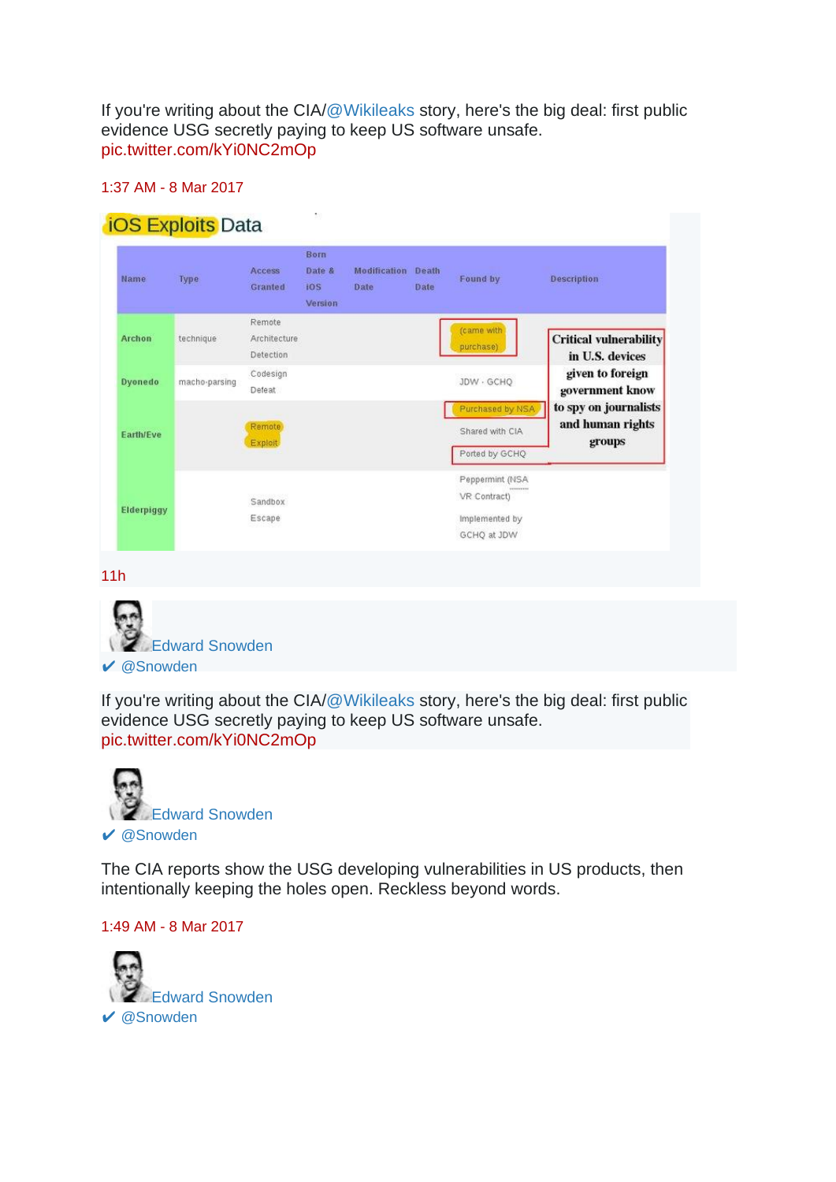If you're writing about the CIA/@Wikileaks story, here's the big deal: first public evidence USG secretly paying to keep US software unsafe. pic.twitter.com/kYi0NC2mOp

1:37 AM - 8 Mar 2017

## iOS Exploits Data

| Name | Type | Access Granted | Born Date & iOS Version | Modification Date | Death Date | Found by | Description |
|---|---|---|---|---|---|---|---|
| Archon | technique | Remote Architecture Detection | | | | (came with purchase) | Critical vulnerability in U.S. devices given to foreign government know to spy on journalists and human rights groups |
| Dyonedo | macho-parsing | Codesign Defeat | | | | JDW - GCHQ | |
| Earth/Eve | | Remote Exploit | | | | Purchased by NSA; Shared with CIA; Ported by GCHQ | |
| Elderpiggy | | Sandbox Escape | | | | Peppermint (NSA VR Contract); Implemented by GCHQ at JDW | |

11h

Edward Snowden
✔ @Snowden

If you're writing about the CIA/@Wikileaks story, here's the big deal: first public evidence USG secretly paying to keep US software unsafe. pic.twitter.com/kYi0NC2mOp

Edward Snowden
✔ @Snowden

The CIA reports show the USG developing vulnerabilities in US products, then intentionally keeping the holes open. Reckless beyond words.

1:49 AM - 8 Mar 2017

Edward Snowden
✔ @Snowden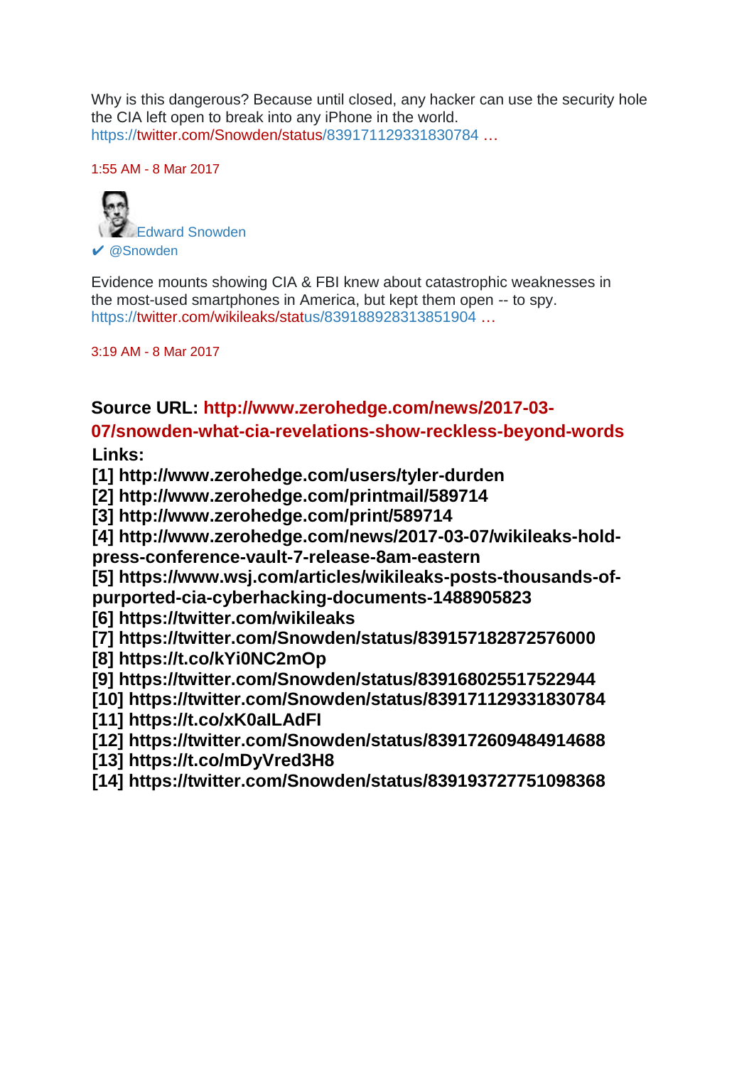Why is this dangerous? Because until closed, any hacker can use the security hole the CIA left open to break into any iPhone in the world. https://twitter.com/Snowden/status/839171129331830784 …

1:55 AM - 8 Mar 2017

Edward Snowden
✔ @Snowden

Evidence mounts showing CIA & FBI knew about catastrophic weaknesses in the most-used smartphones in America, but kept them open -- to spy. https://twitter.com/wikileaks/status/839188928313851904 …

3:19 AM - 8 Mar 2017

**Source URL: http://www.zerohedge.com/news/2017-03-07/snowden-what-cia-revelations-show-reckless-beyond-words**

**Links:**

**[1] http://www.zerohedge.com/users/tyler-durden**
**[2] http://www.zerohedge.com/printmail/589714**
**[3] http://www.zerohedge.com/print/589714**
**[4] http://www.zerohedge.com/news/2017-03-07/wikileaks-hold-press-conference-vault-7-release-8am-eastern**
**[5] https://www.wsj.com/articles/wikileaks-posts-thousands-of-purported-cia-cyberhacking-documents-1488905823**
**[6] https://twitter.com/wikileaks**
**[7] https://twitter.com/Snowden/status/839157182872576000**
**[8] https://t.co/kYi0NC2mOp**
**[9] https://twitter.com/Snowden/status/839168025517522944**
**[10] https://twitter.com/Snowden/status/839171129331830784**
**[11] https://t.co/xK0alLAdFI**
**[12] https://twitter.com/Snowden/status/839172609484914688**
**[13] https://t.co/mDyVred3H8**
**[14] https://twitter.com/Snowden/status/839193727751098368**